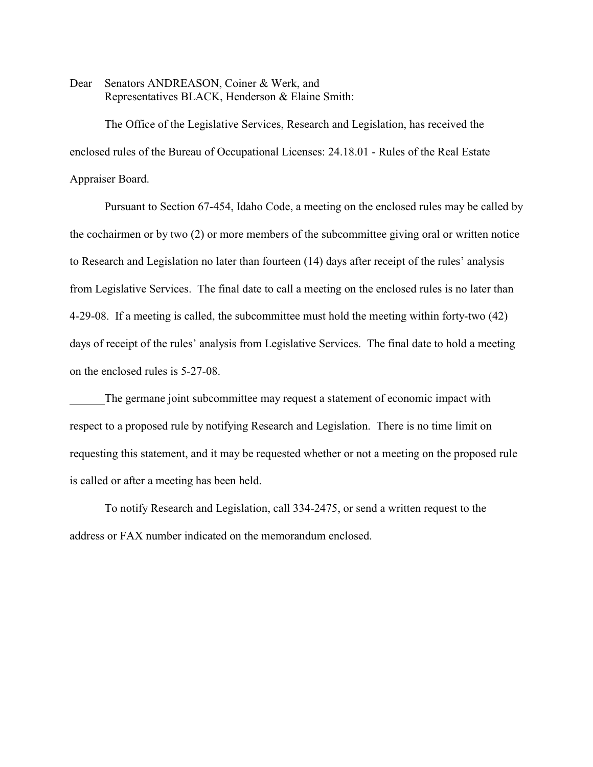Dear Senators ANDREASON, Coiner & Werk, and
Representatives BLACK, Henderson & Elaine Smith:

The Office of the Legislative Services, Research and Legislation, has received the enclosed rules of the Bureau of Occupational Licenses: 24.18.01 - Rules of the Real Estate Appraiser Board.

Pursuant to Section 67-454, Idaho Code, a meeting on the enclosed rules may be called by the cochairmen or by two (2) or more members of the subcommittee giving oral or written notice to Research and Legislation no later than fourteen (14) days after receipt of the rules' analysis from Legislative Services. The final date to call a meeting on the enclosed rules is no later than 4-29-08. If a meeting is called, the subcommittee must hold the meeting within forty-two (42) days of receipt of the rules' analysis from Legislative Services. The final date to hold a meeting on the enclosed rules is 5-27-08.

______The germane joint subcommittee may request a statement of economic impact with respect to a proposed rule by notifying Research and Legislation. There is no time limit on requesting this statement, and it may be requested whether or not a meeting on the proposed rule is called or after a meeting has been held.

To notify Research and Legislation, call 334-2475, or send a written request to the address or FAX number indicated on the memorandum enclosed.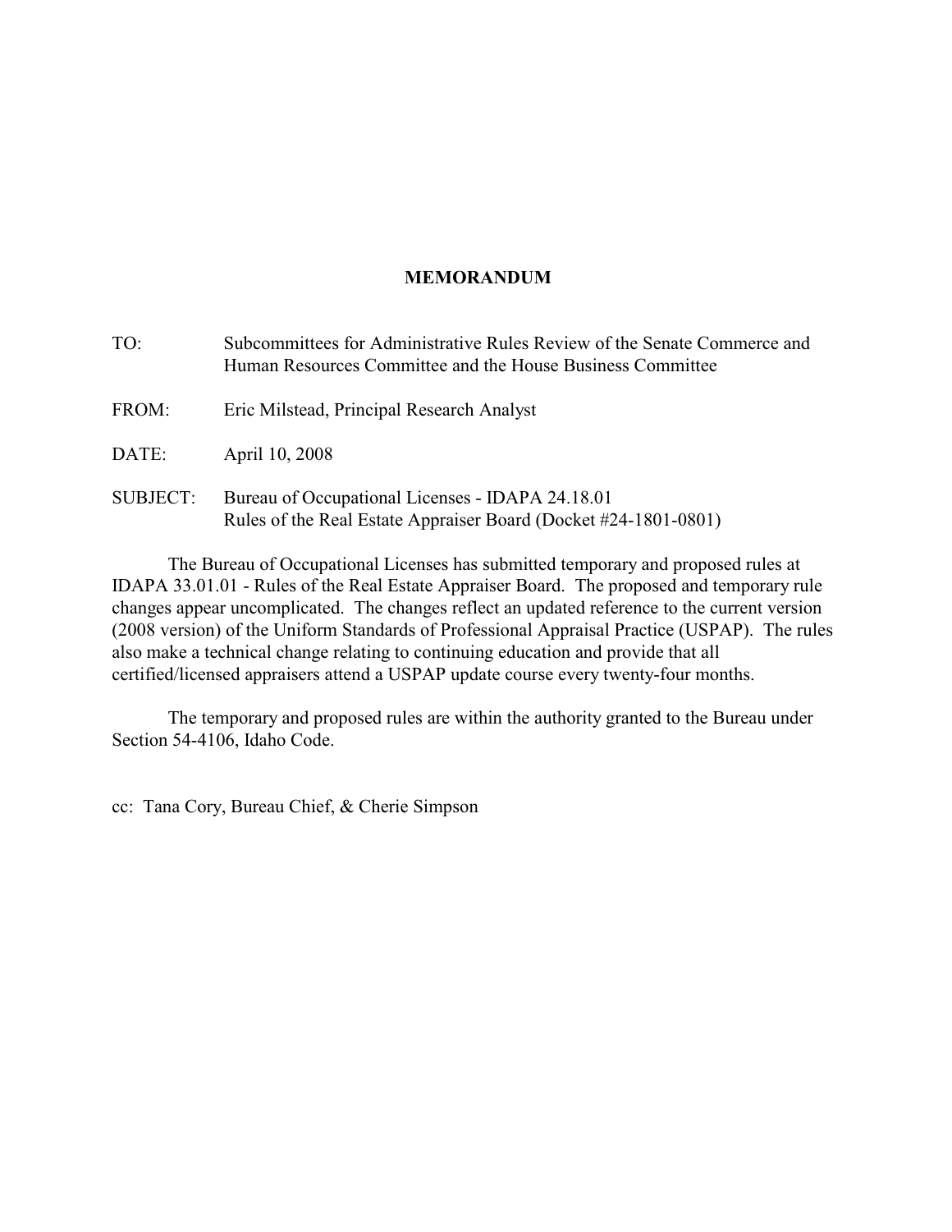# MEMORANDUM

TO: Subcommittees for Administrative Rules Review of the Senate Commerce and Human Resources Committee and the House Business Committee

FROM: Eric Milstead, Principal Research Analyst

DATE: April 10, 2008

SUBJECT: Bureau of Occupational Licenses - IDAPA 24.18.01
Rules of the Real Estate Appraiser Board (Docket #24-1801-0801)

The Bureau of Occupational Licenses has submitted temporary and proposed rules at IDAPA 33.01.01 - Rules of the Real Estate Appraiser Board. The proposed and temporary rule changes appear uncomplicated. The changes reflect an updated reference to the current version (2008 version) of the Uniform Standards of Professional Appraisal Practice (USPAP). The rules also make a technical change relating to continuing education and provide that all certified/licensed appraisers attend a USPAP update course every twenty-four months.

The temporary and proposed rules are within the authority granted to the Bureau under Section 54-4106, Idaho Code.

cc: Tana Cory, Bureau Chief, & Cherie Simpson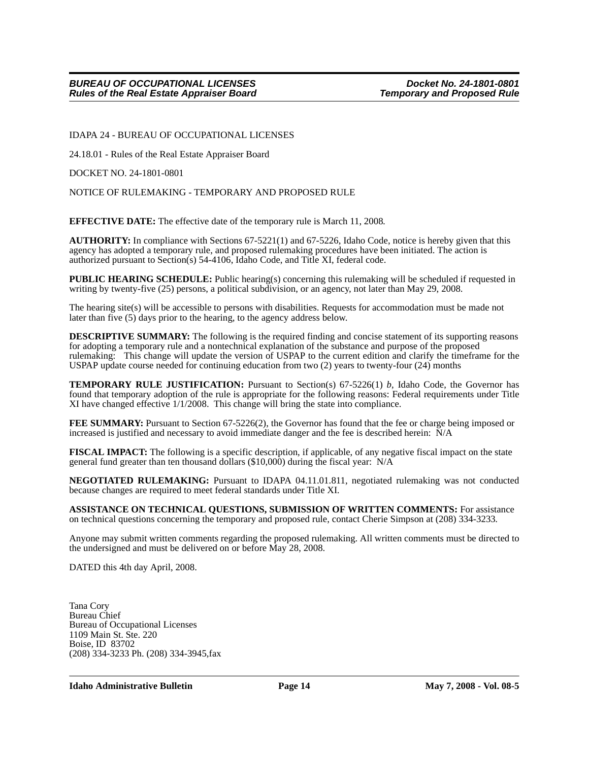IDAPA 24 - BUREAU OF OCCUPATIONAL LICENSES

24.18.01 - Rules of the Real Estate Appraiser Board

DOCKET NO. 24-1801-0801

NOTICE OF RULEMAKING - TEMPORARY AND PROPOSED RULE

**EFFECTIVE DATE:** The effective date of the temporary rule is March 11, 2008.

**AUTHORITY:** In compliance with Sections 67-5221(1) and 67-5226, Idaho Code, notice is hereby given that this agency has adopted a temporary rule, and proposed rulemaking procedures have been initiated. The action is authorized pursuant to Section(s) 54-4106, Idaho Code, and Title XI, federal code.

**PUBLIC HEARING SCHEDULE:** Public hearing(s) concerning this rulemaking will be scheduled if requested in writing by twenty-five (25) persons, a political subdivision, or an agency, not later than May 29, 2008.

The hearing site(s) will be accessible to persons with disabilities. Requests for accommodation must be made not later than five (5) days prior to the hearing, to the agency address below.

**DESCRIPTIVE SUMMARY:** The following is the required finding and concise statement of its supporting reasons for adopting a temporary rule and a nontechnical explanation of the substance and purpose of the proposed rulemaking: This change will update the version of USPAP to the current edition and clarify the timeframe for the USPAP update course needed for continuing education from two (2) years to twenty-four (24) months

**TEMPORARY RULE JUSTIFICATION:** Pursuant to Section(s) 67-5226(1) *b*, Idaho Code, the Governor has found that temporary adoption of the rule is appropriate for the following reasons: Federal requirements under Title XI have changed effective 1/1/2008. This change will bring the state into compliance.

**FEE SUMMARY:** Pursuant to Section 67-5226(2), the Governor has found that the fee or charge being imposed or increased is justified and necessary to avoid immediate danger and the fee is described herein: N/A

**FISCAL IMPACT:** The following is a specific description, if applicable, of any negative fiscal impact on the state general fund greater than ten thousand dollars ($10,000) during the fiscal year: N/A

**NEGOTIATED RULEMAKING:** Pursuant to IDAPA 04.11.01.811, negotiated rulemaking was not conducted because changes are required to meet federal standards under Title XI.

**ASSISTANCE ON TECHNICAL QUESTIONS, SUBMISSION OF WRITTEN COMMENTS:** For assistance on technical questions concerning the temporary and proposed rule, contact Cherie Simpson at (208) 334-3233.

Anyone may submit written comments regarding the proposed rulemaking. All written comments must be directed to the undersigned and must be delivered on or before May 28, 2008.

DATED this 4th day April, 2008.

Tana Cory
Bureau Chief
Bureau of Occupational Licenses
1109 Main St. Ste. 220
Boise, ID 83702
(208) 334-3233 Ph. (208) 334-3945,fax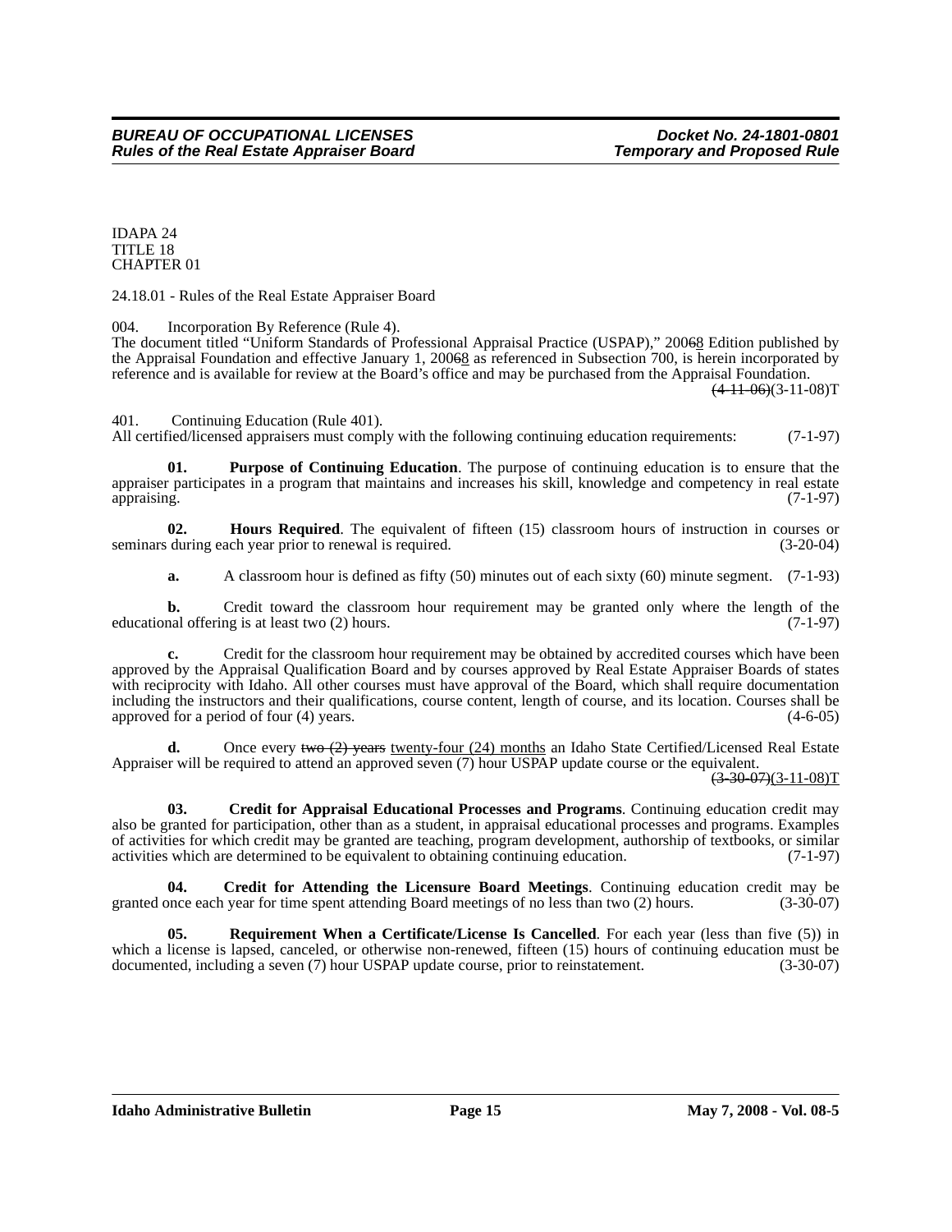IDAPA 24
TITLE 18
CHAPTER 01

24.18.01 - Rules of the Real Estate Appraiser Board

004. Incorporation By Reference (Rule 4).
The document titled "Uniform Standards of Professional Appraisal Practice (USPAP)," 2006~~6~~8 Edition published by the Appraisal Foundation and effective January 1, 2006~~6~~8 as referenced in Subsection 700, is herein incorporated by reference and is available for review at the Board's office and may be purchased from the Appraisal Foundation. ~~(4-11-06)~~(3-11-08)T

401. Continuing Education (Rule 401).
All certified/licensed appraisers must comply with the following continuing education requirements: (7-1-97)

**01. Purpose of Continuing Education**. The purpose of continuing education is to ensure that the appraiser participates in a program that maintains and increases his skill, knowledge and competency in real estate appraising. (7-1-97)

**02. Hours Required**. The equivalent of fifteen (15) classroom hours of instruction in courses or seminars during each year prior to renewal is required. (3-20-04)

**a.** A classroom hour is defined as fifty (50) minutes out of each sixty (60) minute segment. (7-1-93)

**b.** Credit toward the classroom hour requirement may be granted only where the length of the educational offering is at least two (2) hours. (7-1-97)

**c.** Credit for the classroom hour requirement may be obtained by accredited courses which have been approved by the Appraisal Qualification Board and by courses approved by Real Estate Appraiser Boards of states with reciprocity with Idaho. All other courses must have approval of the Board, which shall require documentation including the instructors and their qualifications, course content, length of course, and its location. Courses shall be approved for a period of four (4) years. (4-6-05)

**d.** Once every ~~two (2) years~~ twenty-four (24) months an Idaho State Certified/Licensed Real Estate Appraiser will be required to attend an approved seven (7) hour USPAP update course or the equivalent. ~~(3-30-07)~~(3-11-08)T

**03. Credit for Appraisal Educational Processes and Programs**. Continuing education credit may also be granted for participation, other than as a student, in appraisal educational processes and programs. Examples of activities for which credit may be granted are teaching, program development, authorship of textbooks, or similar activities which are determined to be equivalent to obtaining continuing education. (7-1-97)

**04. Credit for Attending the Licensure Board Meetings**. Continuing education credit may be granted once each year for time spent attending Board meetings of no less than two (2) hours. (3-30-07)

**05. Requirement When a Certificate/License Is Cancelled**. For each year (less than five (5)) in which a license is lapsed, canceled, or otherwise non-renewed, fifteen (15) hours of continuing education must be documented, including a seven (7) hour USPAP update course, prior to reinstatement. (3-30-07)